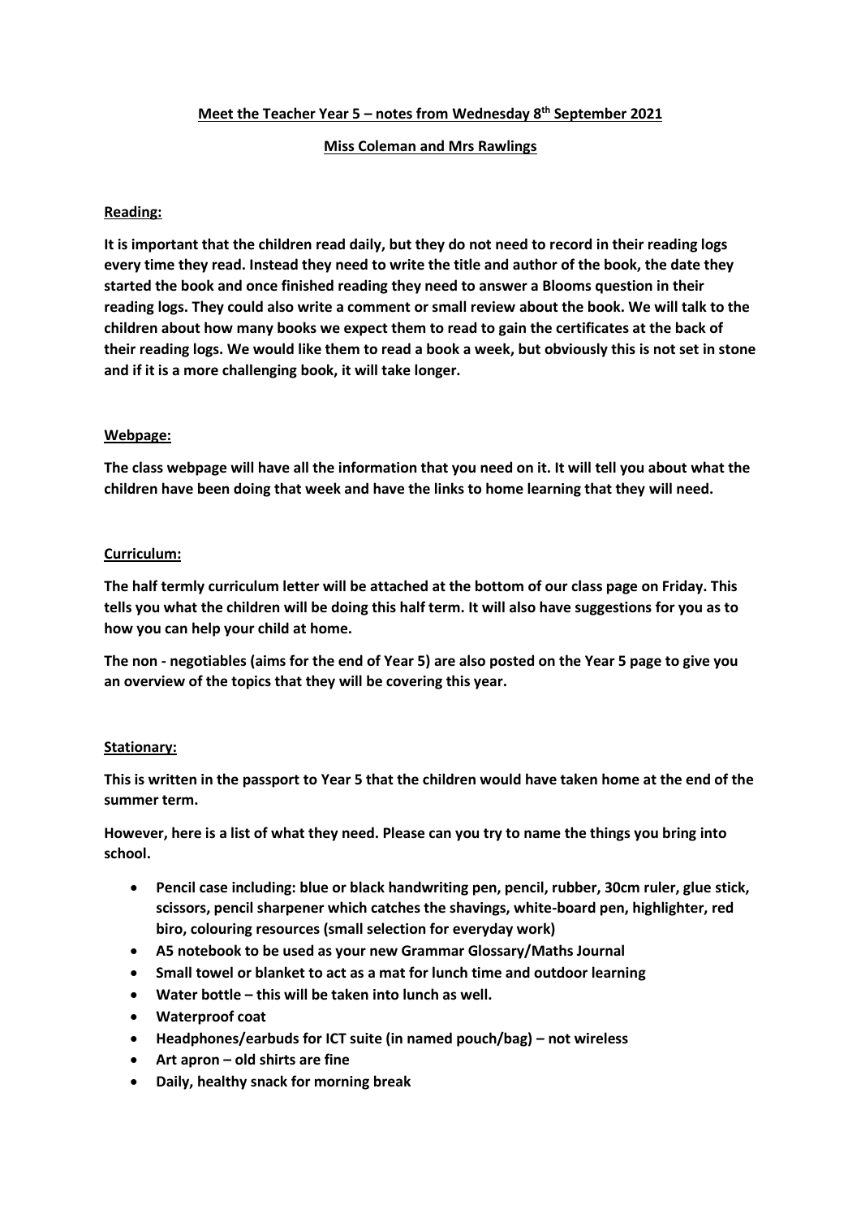**Meet the Teacher Year 5 – notes from Wednesday 8th September 2021**

**Miss Coleman and Mrs Rawlings**

**Reading:**

**It is important that the children read daily, but they do not need to record in their reading logs every time they read. Instead they need to write the title and author of the book, the date they started the book and once finished reading they need to answer a Blooms question in their reading logs. They could also write a comment or small review about the book. We will talk to the children about how many books we expect them to read to gain the certificates at the back of their reading logs. We would like them to read a book a week, but obviously this is not set in stone and if it is a more challenging book, it will take longer.**

**Webpage:**

**The class webpage will have all the information that you need on it. It will tell you about what the children have been doing that week and have the links to home learning that they will need.**

**Curriculum:**

**The half termly curriculum letter will be attached at the bottom of our class page on Friday. This tells you what the children will be doing this half term. It will also have suggestions for you as to how you can help your child at home.**

**The non - negotiables (aims for the end of Year 5) are also posted on the Year 5 page to give you an overview of the topics that they will be covering this year.**

**Stationary:**

**This is written in the passport to Year 5 that the children would have taken home at the end of the summer term.**

**However, here is a list of what they need. Please can you try to name the things you bring into school.**

- **Pencil case including: blue or black handwriting pen, pencil, rubber, 30cm ruler, glue stick, scissors, pencil sharpener which catches the shavings, white-board pen, highlighter, red biro, colouring resources (small selection for everyday work)**
- **A5 notebook to be used as your new Grammar Glossary/Maths Journal**
- **Small towel or blanket to act as a mat for lunch time and outdoor learning**
- **Water bottle – this will be taken into lunch as well.**
- **Waterproof coat**
- **Headphones/earbuds for ICT suite (in named pouch/bag) – not wireless**
- **Art apron – old shirts are fine**
- **Daily, healthy snack for morning break**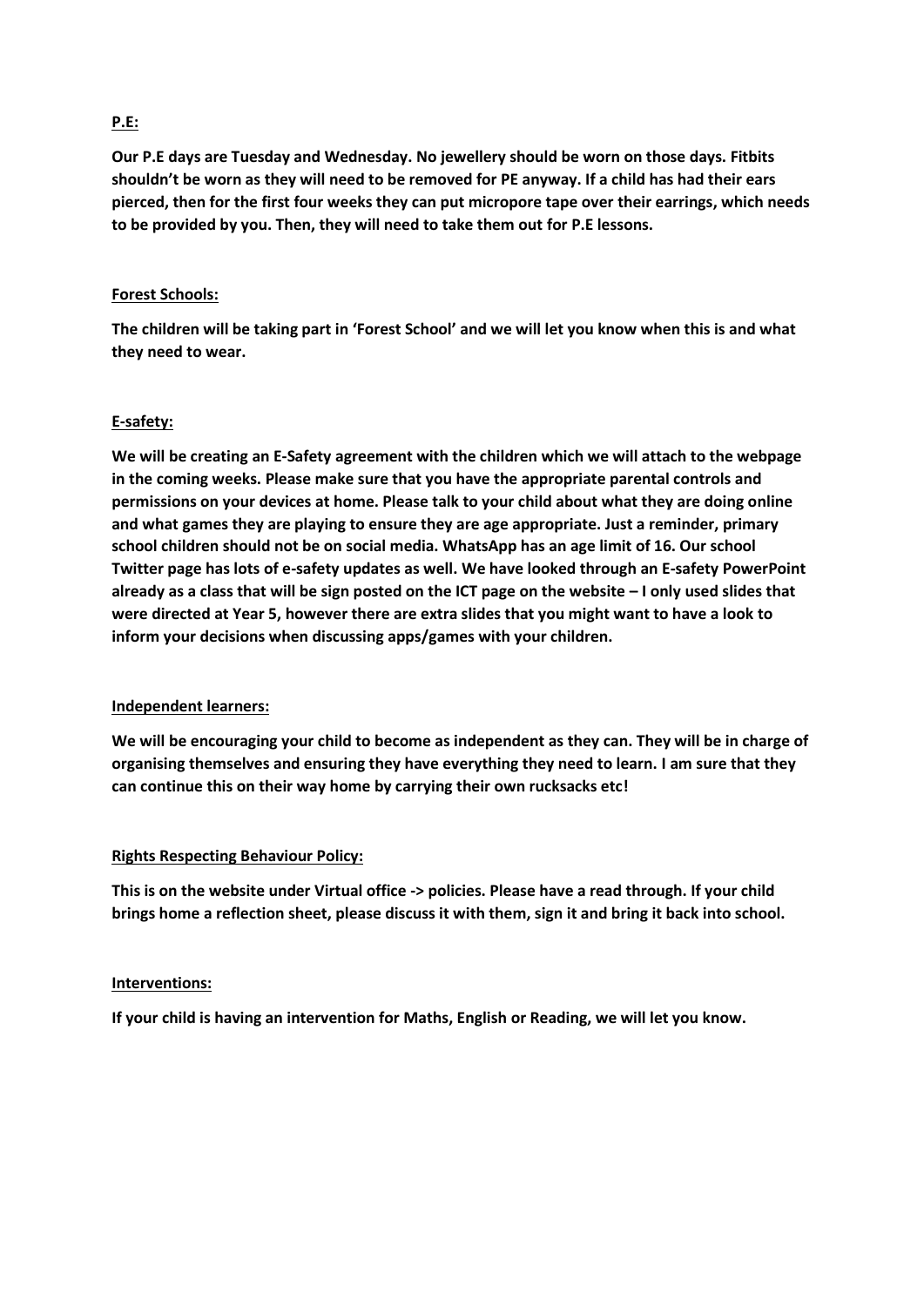**P.E:**

**Our P.E days are Tuesday and Wednesday. No jewellery should be worn on those days. Fitbits shouldn't be worn as they will need to be removed for PE anyway. If a child has had their ears pierced, then for the first four weeks they can put micropore tape over their earrings, which needs to be provided by you. Then, they will need to take them out for P.E lessons.**

**Forest Schools:**

**The children will be taking part in 'Forest School' and we will let you know when this is and what they need to wear.**

**E-safety:**

**We will be creating an E-Safety agreement with the children which we will attach to the webpage in the coming weeks. Please make sure that you have the appropriate parental controls and permissions on your devices at home. Please talk to your child about what they are doing online and what games they are playing to ensure they are age appropriate. Just a reminder, primary school children should not be on social media. WhatsApp has an age limit of 16. Our school Twitter page has lots of e-safety updates as well. We have looked through an E-safety PowerPoint already as a class that will be sign posted on the ICT page on the website – I only used slides that were directed at Year 5, however there are extra slides that you might want to have a look to inform your decisions when discussing apps/games with your children.**

**Independent learners:**

**We will be encouraging your child to become as independent as they can. They will be in charge of organising themselves and ensuring they have everything they need to learn. I am sure that they can continue this on their way home by carrying their own rucksacks etc!**

**Rights Respecting Behaviour Policy:**

**This is on the website under Virtual office -> policies. Please have a read through. If your child brings home a reflection sheet, please discuss it with them, sign it and bring it back into school.**

**Interventions:**

**If your child is having an intervention for Maths, English or Reading, we will let you know.**